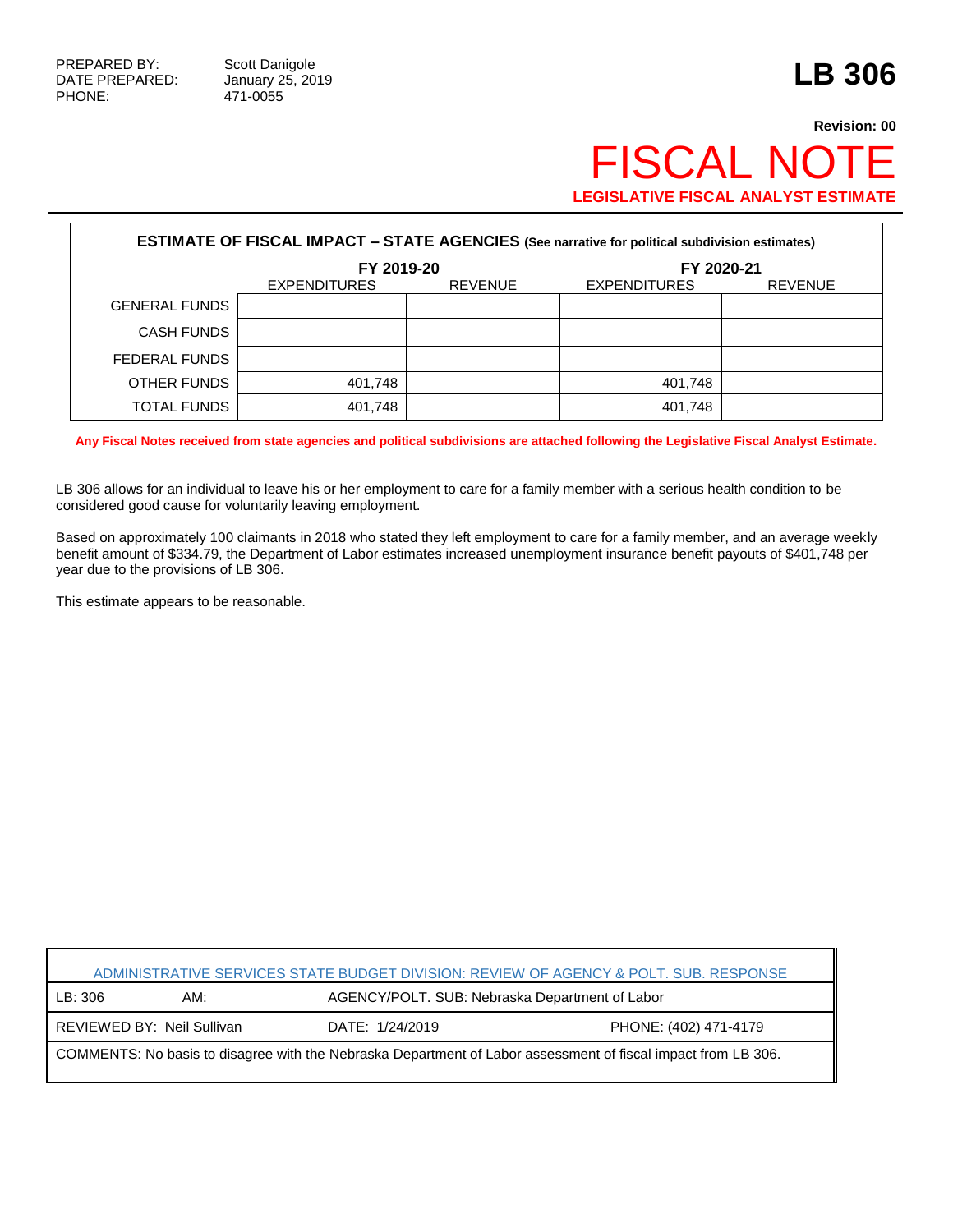PREPARED BY: Scott Danigole
DATE PREPARED: January 25, 2019
PHONE: 471-0055

# LB 306

**Revision: 00**

# FISCAL NOTE

**LEGISLATIVE FISCAL ANALYST ESTIMATE**

**ESTIMATE OF FISCAL IMPACT – STATE AGENCIES (See narrative for political subdivision estimates)**

| | FY 2019-20 | | FY 2020-21 | |
|---|---|---|---|---|
| | EXPENDITURES | REVENUE | EXPENDITURES | REVENUE |
| GENERAL FUNDS | | | | |
| CASH FUNDS | | | | |
| FEDERAL FUNDS | | | | |
| OTHER FUNDS | 401,748 | | 401,748 | |
| TOTAL FUNDS | 401,748 | | 401,748 | |

**Any Fiscal Notes received from state agencies and political subdivisions are attached following the Legislative Fiscal Analyst Estimate.**

LB 306 allows for an individual to leave his or her employment to care for a family member with a serious health condition to be considered good cause for voluntarily leaving employment.

Based on approximately 100 claimants in 2018 who stated they left employment to care for a family member, and an average weekly benefit amount of $334.79, the Department of Labor estimates increased unemployment insurance benefit payouts of $401,748 per year due to the provisions of LB 306.

This estimate appears to be reasonable.

| ADMINISTRATIVE SERVICES STATE BUDGET DIVISION: REVIEW OF AGENCY & POLT. SUB. RESPONSE | | |
|---|---|---|
| LB: 306 AM: | AGENCY/POLT. SUB: Nebraska Department of Labor | |
| REVIEWED BY: Neil Sullivan | DATE: 1/24/2019 | PHONE: (402) 471-4179 |
| COMMENTS: No basis to disagree with the Nebraska Department of Labor assessment of fiscal impact from LB 306. | | |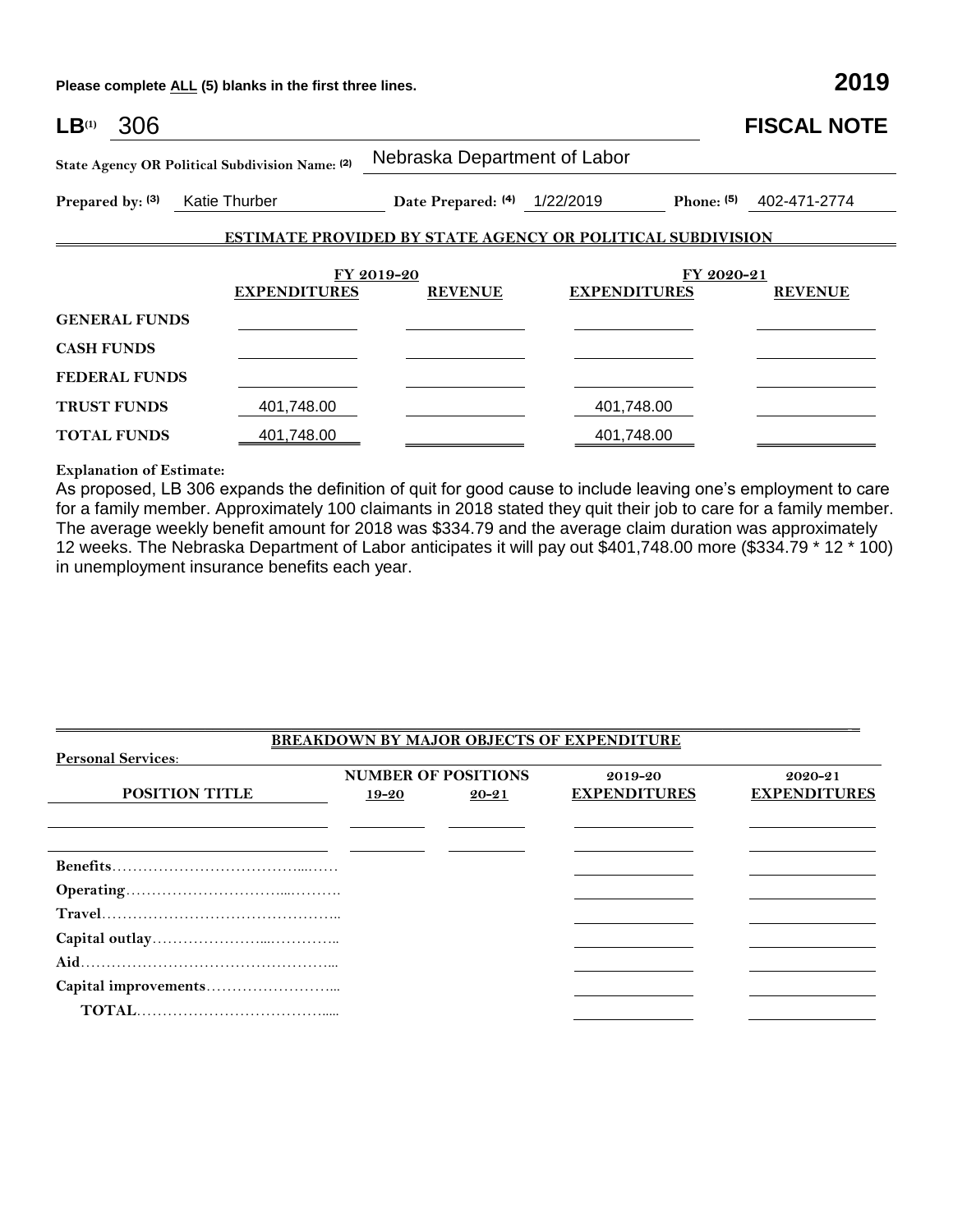Please complete ALL (5) blanks in the first three lines. **2019**

**LB**(1) 306 **FISCAL NOTE**

**State Agency OR Political Subdivision Name:** (2) Nebraska Department of Labor

**Prepared by:** (3) Katie Thurber **Date Prepared:** (4) 1/22/2019 **Phone:** (5) 402-471-2774

## ESTIMATE PROVIDED BY STATE AGENCY OR POLITICAL SUBDIVISION

| | FY 2019-20 | | FY 2020-21 | |
|---|---|---|---|---|
| | **EXPENDITURES** | **REVENUE** | **EXPENDITURES** | **REVENUE** |
| **GENERAL FUNDS** | | | | |
| **CASH FUNDS** | | | | |
| **FEDERAL FUNDS** | | | | |
| **TRUST FUNDS** | 401,748.00 | | 401,748.00 | |
| **TOTAL FUNDS** | 401,748.00 | | 401,748.00 | |

**Explanation of Estimate:**

As proposed, LB 306 expands the definition of quit for good cause to include leaving one's employment to care for a family member. Approximately 100 claimants in 2018 stated they quit their job to care for a family member. The average weekly benefit amount for 2018 was $334.79 and the average claim duration was approximately 12 weeks. The Nebraska Department of Labor anticipates it will pay out $401,748.00 more ($334.79 * 12 * 100) in unemployment insurance benefits each year.

## BREAKDOWN BY MAJOR OBJECTS OF EXPENDITURE

**Personal Services:**

| POSITION TITLE | NUMBER OF POSITIONS 19-20 | NUMBER OF POSITIONS 20-21 | 2019-20 EXPENDITURES | 2020-21 EXPENDITURES |
|---|---|---|---|---|
| | | | | |
| | | | | |
| **Benefits** | | | | |
| **Operating** | | | | |
| **Travel** | | | | |
| **Capital outlay** | | | | |
| **Aid** | | | | |
| **Capital improvements** | | | | |
| **TOTAL** | | | | |